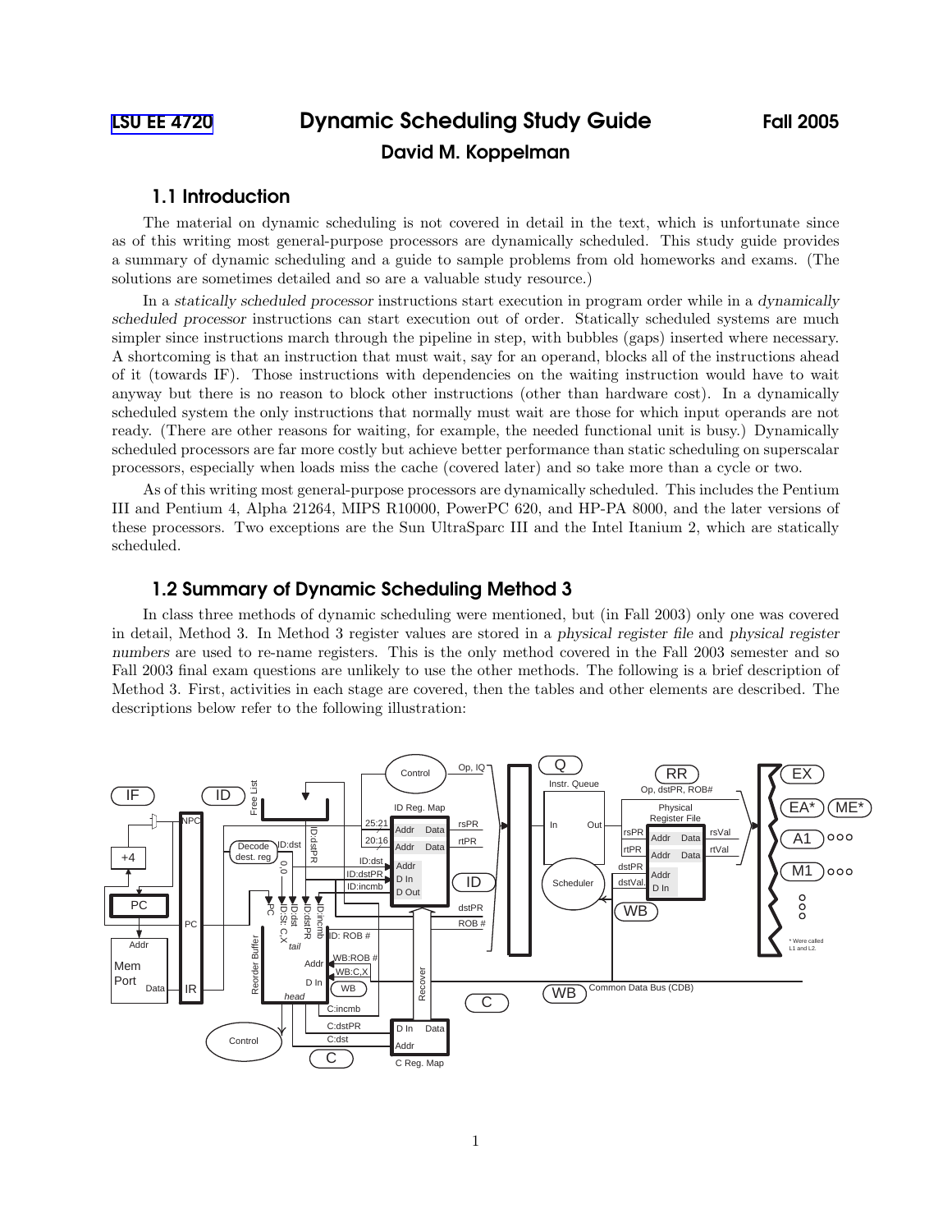LSU EE 4720 **Dynamic Scheduling Study Guide** Fall 2005

**David M. Koppelman**

## 1.1 Introduction

The material on dynamic scheduling is not covered in detail in the text, which is unfortunate since as of this writing most general-purpose processors are dynamically scheduled. This study guide provides a summary of dynamic scheduling and a guide to sample problems from old homeworks and exams. (The solutions are sometimes detailed and so are a valuable study resource.)

In a *statically scheduled processor* instructions start execution in program order while in a *dynamically scheduled processor* instructions can start execution out of order. Statically scheduled systems are much simpler since instructions march through the pipeline in step, with bubbles (gaps) inserted where necessary. A shortcoming is that an instruction that must wait, say for an operand, blocks all of the instructions ahead of it (towards IF). Those instructions with dependencies on the waiting instruction would have to wait anyway but there is no reason to block other instructions (other than hardware cost). In a dynamically scheduled system the only instructions that normally must wait are those for which input operands are not ready. (There are other reasons for waiting, for example, the needed functional unit is busy.) Dynamically scheduled processors are far more costly but achieve better performance than static scheduling on superscalar processors, especially when loads miss the cache (covered later) and so take more than a cycle or two.

As of this writing most general-purpose processors are dynamically scheduled. This includes the Pentium III and Pentium 4, Alpha 21264, MIPS R10000, PowerPC 620, and HP-PA 8000, and the later versions of these processors. Two exceptions are the Sun UltraSparc III and the Intel Itanium 2, which are statically scheduled.

## 1.2 Summary of Dynamic Scheduling Method 3

In class three methods of dynamic scheduling were mentioned, but (in Fall 2003) only one was covered in detail, Method 3. In Method 3 register values are stored in a *physical register file* and *physical register numbers* are used to re-name registers. This is the only method covered in the Fall 2003 semester and so Fall 2003 final exam questions are unlikely to use the other methods. The following is a brief description of Method 3. First, activities in each stage are covered, then the tables and other elements are described. The descriptions below refer to the following illustration: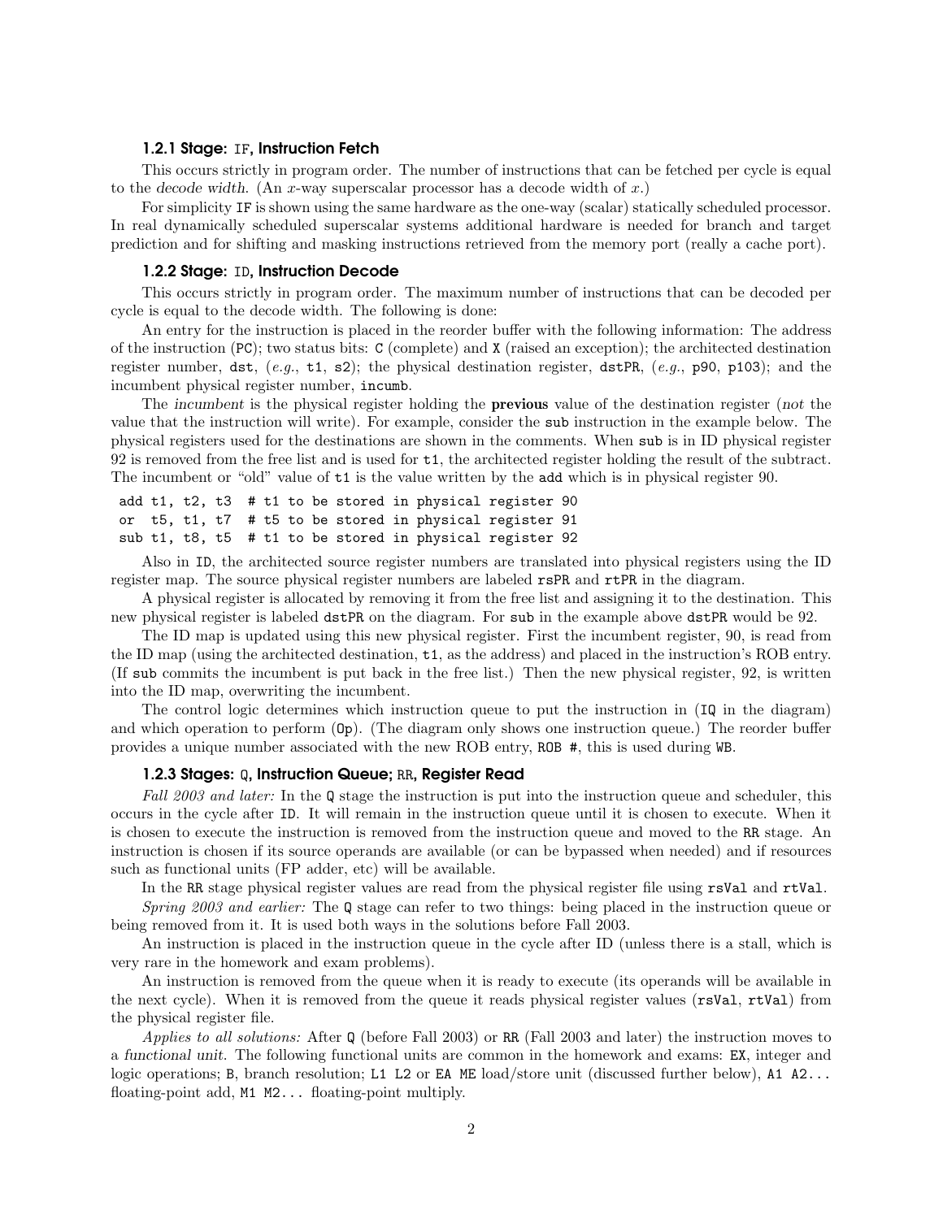### 1.2.1 Stage: `IF`, Instruction Fetch

This occurs strictly in program order. The number of instructions that can be fetched per cycle is equal to the *decode width*. (An $x$-way superscalar processor has a decode width of $x$.)

For simplicity `IF` is shown using the same hardware as the one-way (scalar) statically scheduled processor. In real dynamically scheduled superscalar systems additional hardware is needed for branch and target prediction and for shifting and masking instructions retrieved from the memory port (really a cache port).

### 1.2.2 Stage: `ID`, Instruction Decode

This occurs strictly in program order. The maximum number of instructions that can be decoded per cycle is equal to the decode width. The following is done:

An entry for the instruction is placed in the reorder buffer with the following information: The address of the instruction (`PC`); two status bits: `C` (complete) and `X` (raised an exception); the architected destination register number, `dst`, (*e.g.*, `t1`, `s2`); the physical destination register, `dstPR`, (*e.g.*, `p90`, `p103`); and the incumbent physical register number, `incumb`.

The *incumbent* is the physical register holding the **previous** value of the destination register (*not* the value that the instruction will write). For example, consider the `sub` instruction in the example below. The physical registers used for the destinations are shown in the comments. When `sub` is in ID physical register 92 is removed from the free list and is used for `t1`, the architected register holding the result of the subtract. The incumbent or "old" value of `t1` is the value written by the `add` which is in physical register 90.

```
add t1, t2, t3  # t1 to be stored in physical register 90
or  t5, t1, t7  # t5 to be stored in physical register 91
sub t1, t8, t5  # t1 to be stored in physical register 92
```

Also in `ID`, the architected source register numbers are translated into physical registers using the ID register map. The source physical register numbers are labeled `rsPR` and `rtPR` in the diagram.

A physical register is allocated by removing it from the free list and assigning it to the destination. This new physical register is labeled `dstPR` on the diagram. For `sub` in the example above `dstPR` would be 92.

The ID map is updated using this new physical register. First the incumbent register, 90, is read from the ID map (using the architected destination, `t1`, as the address) and placed in the instruction's ROB entry. (If `sub` commits the incumbent is put back in the free list.) Then the new physical register, 92, is written into the ID map, overwriting the incumbent.

The control logic determines which instruction queue to put the instruction in (`IQ` in the diagram) and which operation to perform (`Op`). (The diagram only shows one instruction queue.) The reorder buffer provides a unique number associated with the new ROB entry, `ROB #`, this is used during `WB`.

### 1.2.3 Stages: `Q`, Instruction Queue; `RR`, Register Read

*Fall 2003 and later:* In the `Q` stage the instruction is put into the instruction queue and scheduler, this occurs in the cycle after `ID`. It will remain in the instruction queue until it is chosen to execute. When it is chosen to execute the instruction is removed from the instruction queue and moved to the `RR` stage. An instruction is chosen if its source operands are available (or can be bypassed when needed) and if resources such as functional units (FP adder, etc) will be available.

In the `RR` stage physical register values are read from the physical register file using `rsVal` and `rtVal`.

*Spring 2003 and earlier:* The `Q` stage can refer to two things: being placed in the instruction queue or being removed from it. It is used both ways in the solutions before Fall 2003.

An instruction is placed in the instruction queue in the cycle after ID (unless there is a stall, which is very rare in the homework and exam problems).

An instruction is removed from the queue when it is ready to execute (its operands will be available in the next cycle). When it is removed from the queue it reads physical register values (`rsVal`, `rtVal`) from the physical register file.

*Applies to all solutions:* After `Q` (before Fall 2003) or `RR` (Fall 2003 and later) the instruction moves to a *functional unit*. The following functional units are common in the homework and exams: `EX`, integer and logic operations; `B`, branch resolution; `L1 L2` or `EA ME` load/store unit (discussed further below), `A1 A2...` floating-point add, `M1 M2...` floating-point multiply.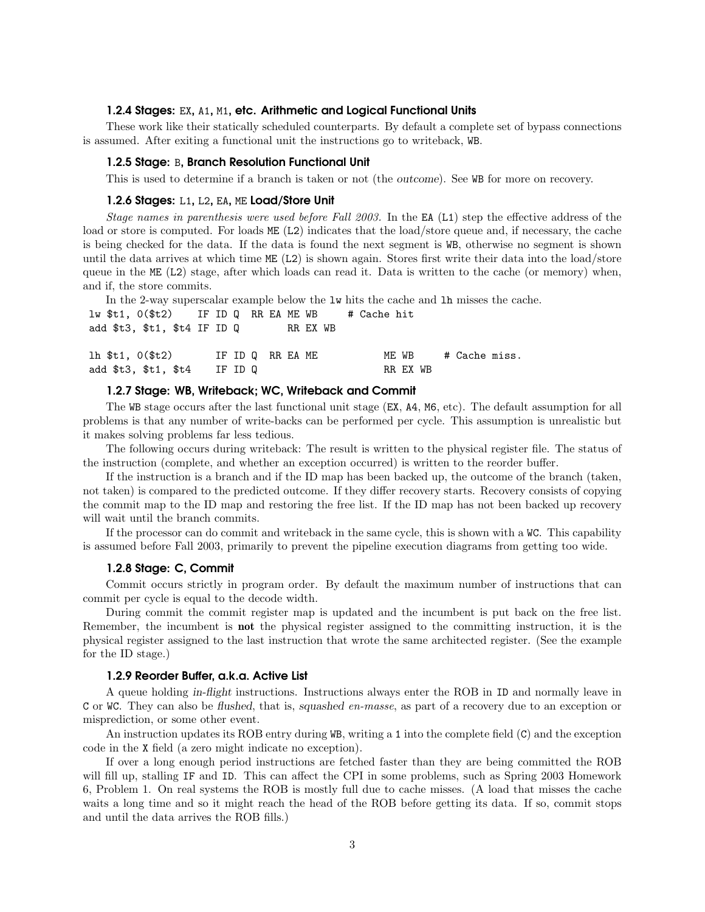### 1.2.4 Stages: EX, A1, M1, etc. Arithmetic and Logical Functional Units

These work like their statically scheduled counterparts. By default a complete set of bypass connections is assumed. After exiting a functional unit the instructions go to writeback, WB.

### 1.2.5 Stage: B, Branch Resolution Functional Unit

This is used to determine if a branch is taken or not (the *outcome*). See WB for more on recovery.

### 1.2.6 Stages: L1, L2, EA, ME Load/Store Unit

*Stage names in parenthesis were used before Fall 2003.* In the EA (L1) step the effective address of the load or store is computed. For loads ME (L2) indicates that the load/store queue and, if necessary, the cache is being checked for the data. If the data is found the next segment is WB, otherwise no segment is shown until the data arrives at which time ME (L2) is shown again. Stores first write their data into the load/store queue in the ME (L2) stage, after which loads can read it. Data is written to the cache (or memory) when, and if, the store commits.

In the 2-way superscalar example below the lw hits the cache and lh misses the cache.

```
lw $t1, 0($t2)     IF ID Q  RR EA ME WB     # Cache hit
add $t3, $t1, $t4 IF ID Q        RR EX WB

lh $t1, 0($t2)       IF ID Q  RR EA ME          ME WB     # Cache miss.
add $t3, $t1, $t4    IF ID Q                    RR EX WB
```

### 1.2.7 Stage: WB, Writeback; WC, Writeback and Commit

The WB stage occurs after the last functional unit stage (EX, A4, M6, etc). The default assumption for all problems is that any number of write-backs can be performed per cycle. This assumption is unrealistic but it makes solving problems far less tedious.

The following occurs during writeback: The result is written to the physical register file. The status of the instruction (complete, and whether an exception occurred) is written to the reorder buffer.

If the instruction is a branch and if the ID map has been backed up, the outcome of the branch (taken, not taken) is compared to the predicted outcome. If they differ recovery starts. Recovery consists of copying the commit map to the ID map and restoring the free list. If the ID map has not been backed up recovery will wait until the branch commits.

If the processor can do commit and writeback in the same cycle, this is shown with a WC. This capability is assumed before Fall 2003, primarily to prevent the pipeline execution diagrams from getting too wide.

### 1.2.8 Stage: C, Commit

Commit occurs strictly in program order. By default the maximum number of instructions that can commit per cycle is equal to the decode width.

During commit the commit register map is updated and the incumbent is put back on the free list. Remember, the incumbent is **not** the physical register assigned to the committing instruction, it is the physical register assigned to the last instruction that wrote the same architected register. (See the example for the ID stage.)

### 1.2.9 Reorder Buffer, a.k.a. Active List

A queue holding *in-flight* instructions. Instructions always enter the ROB in ID and normally leave in C or WC. They can also be *flushed*, that is, *squashed en-masse*, as part of a recovery due to an exception or misprediction, or some other event.

An instruction updates its ROB entry during WB, writing a 1 into the complete field (C) and the exception code in the X field (a zero might indicate no exception).

If over a long enough period instructions are fetched faster than they are being committed the ROB will fill up, stalling IF and ID. This can affect the CPI in some problems, such as Spring 2003 Homework 6, Problem 1. On real systems the ROB is mostly full due to cache misses. (A load that misses the cache waits a long time and so it might reach the head of the ROB before getting its data. If so, commit stops and until the data arrives the ROB fills.)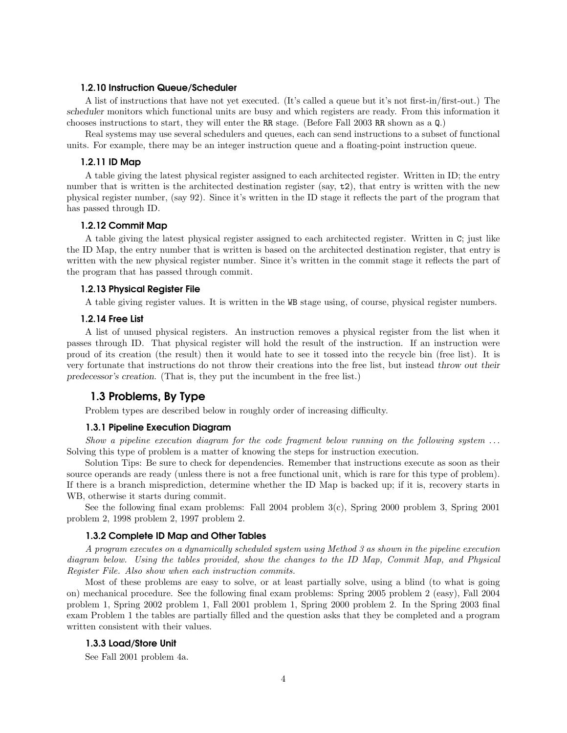#### 1.2.10 Instruction Queue/Scheduler

A list of instructions that have not yet executed. (It's called a queue but it's not first-in/first-out.) The *scheduler* monitors which functional units are busy and which registers are ready. From this information it chooses instructions to start, they will enter the `RR` stage. (Before Fall 2003 `RR` shown as a `Q`.)

Real systems may use several schedulers and queues, each can send instructions to a subset of functional units. For example, there may be an integer instruction queue and a floating-point instruction queue.

#### 1.2.11 ID Map

A table giving the latest physical register assigned to each architected register. Written in ID; the entry number that is written is the architected destination register (say, `t2`), that entry is written with the new physical register number, (say 92). Since it's written in the ID stage it reflects the part of the program that has passed through ID.

#### 1.2.12 Commit Map

A table giving the latest physical register assigned to each architected register. Written in `C`; just like the ID Map, the entry number that is written is based on the architected destination register, that entry is written with the new physical register number. Since it's written in the commit stage it reflects the part of the program that has passed through commit.

#### 1.2.13 Physical Register File

A table giving register values. It is written in the `WB` stage using, of course, physical register numbers.

#### 1.2.14 Free List

A list of unused physical registers. An instruction removes a physical register from the list when it passes through ID. That physical register will hold the result of the instruction. If an instruction were proud of its creation (the result) then it would hate to see it tossed into the recycle bin (free list). It is very fortunate that instructions do not throw their creations into the free list, but instead *throw out their predecessor's creation*. (That is, they put the incumbent in the free list.)

### 1.3 Problems, By Type

Problem types are described below in roughly order of increasing difficulty.

#### 1.3.1 Pipeline Execution Diagram

*Show a pipeline execution diagram for the code fragment below running on the following system ...* Solving this type of problem is a matter of knowing the steps for instruction execution.

Solution Tips: Be sure to check for dependencies. Remember that instructions execute as soon as their source operands are ready (unless there is not a free functional unit, which is rare for this type of problem). If there is a branch misprediction, determine whether the ID Map is backed up; if it is, recovery starts in WB, otherwise it starts during commit.

See the following final exam problems: Fall 2004 problem 3(c), Spring 2000 problem 3, Spring 2001 problem 2, 1998 problem 2, 1997 problem 2.

#### 1.3.2 Complete ID Map and Other Tables

*A program executes on a dynamically scheduled system using Method 3 as shown in the pipeline execution diagram below. Using the tables provided, show the changes to the ID Map, Commit Map, and Physical Register File. Also show when each instruction commits.*

Most of these problems are easy to solve, or at least partially solve, using a blind (to what is going on) mechanical procedure. See the following final exam problems: Spring 2005 problem 2 (easy), Fall 2004 problem 1, Spring 2002 problem 1, Fall 2001 problem 1, Spring 2000 problem 2. In the Spring 2003 final exam Problem 1 the tables are partially filled and the question asks that they be completed and a program written consistent with their values.

#### 1.3.3 Load/Store Unit

See Fall 2001 problem 4a.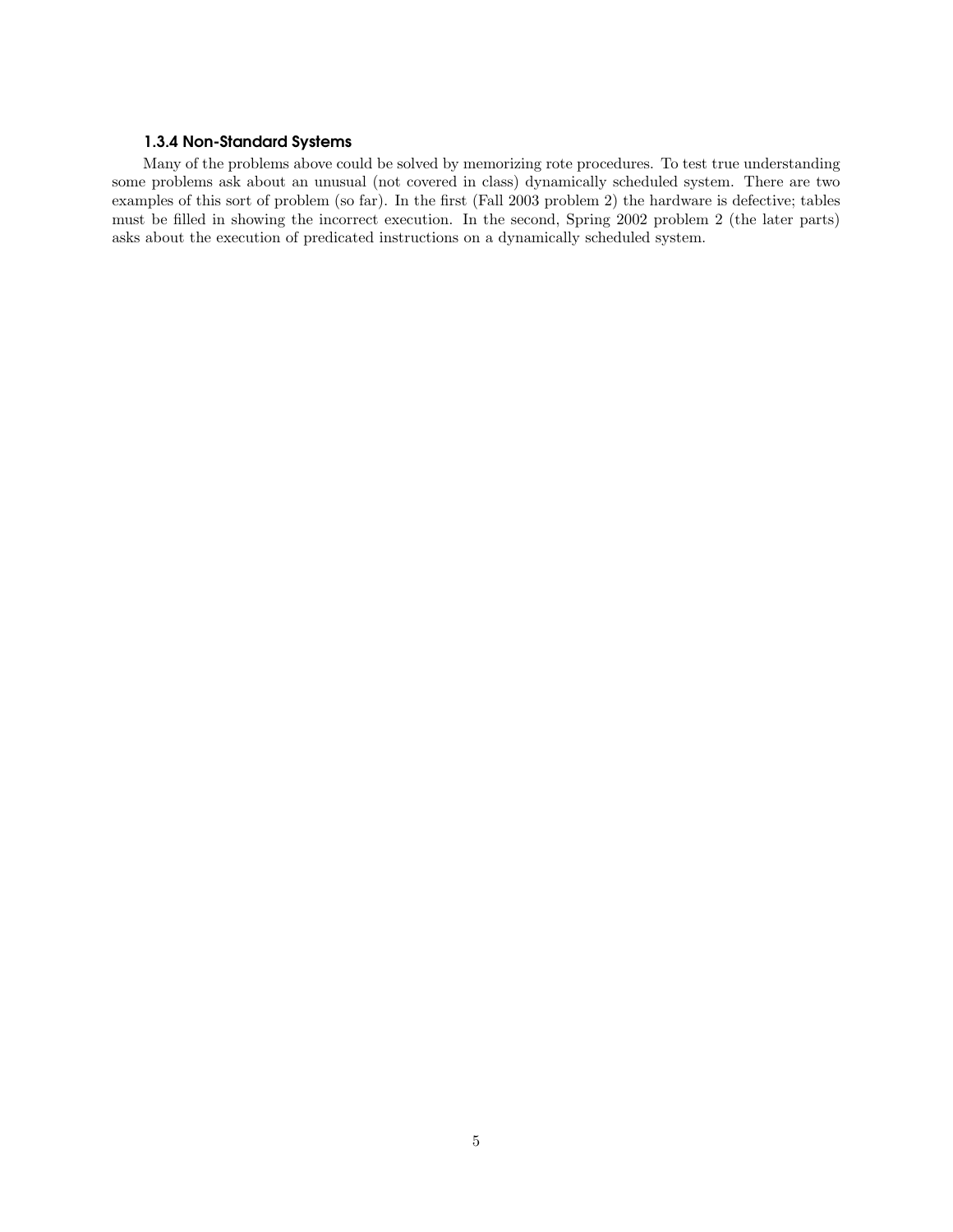### 1.3.4 Non-Standard Systems

Many of the problems above could be solved by memorizing rote procedures. To test true understanding some problems ask about an unusual (not covered in class) dynamically scheduled system. There are two examples of this sort of problem (so far). In the first (Fall 2003 problem 2) the hardware is defective; tables must be filled in showing the incorrect execution. In the second, Spring 2002 problem 2 (the later parts) asks about the execution of predicated instructions on a dynamically scheduled system.